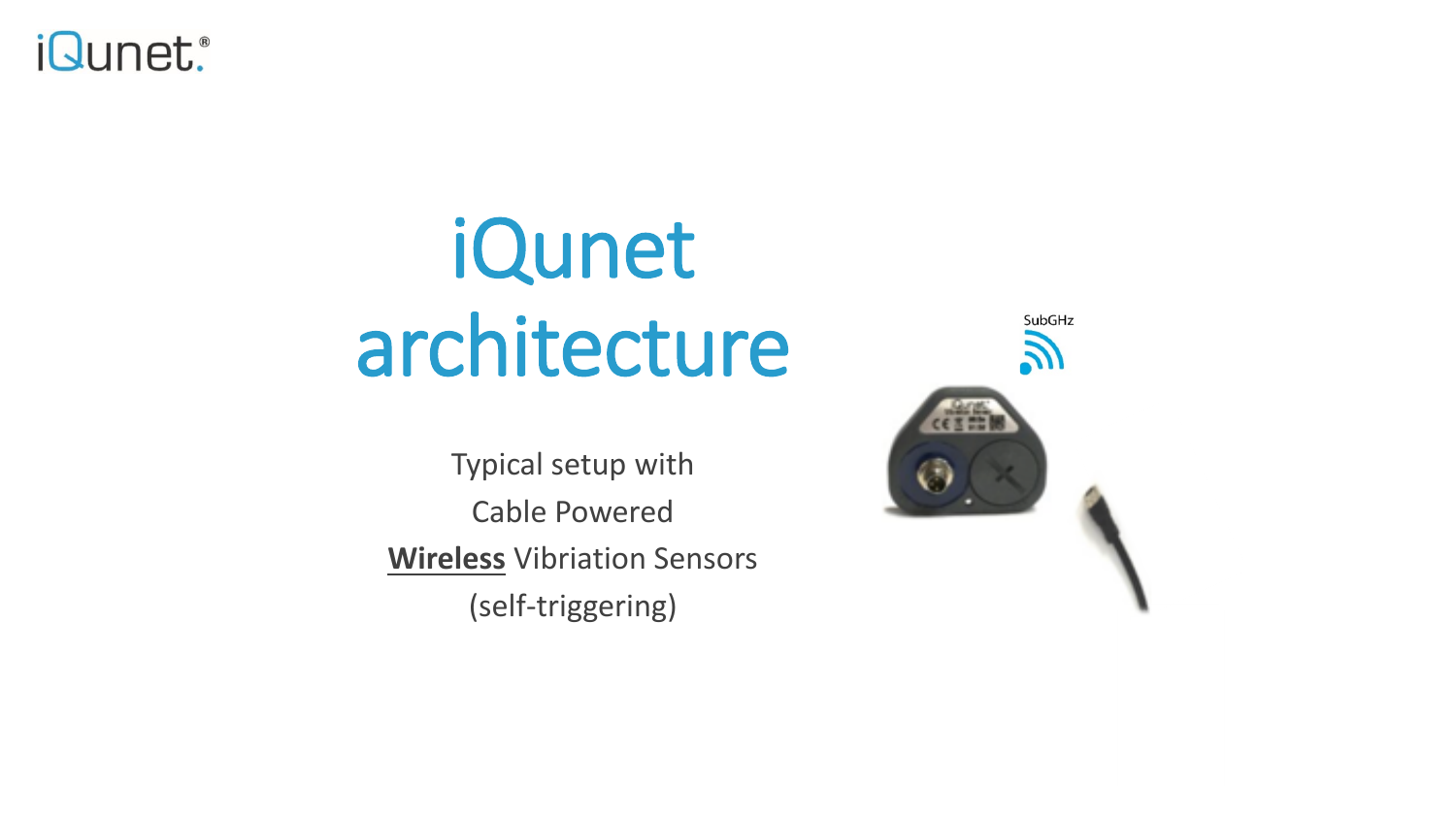# iQunet architecture

Typical setup with

Cable Powered

**Wireless** Vibration Sensors

(self-triggering)

SubGHz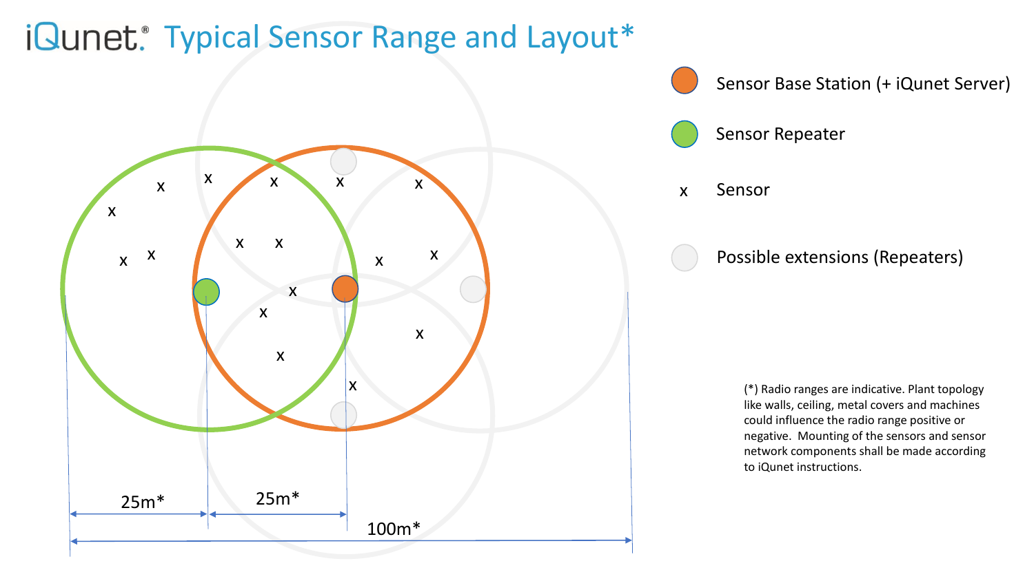# iQunet® Typical Sensor Range and Layout*

- Sensor Base Station (+ iQunet Server)
- Sensor Repeater
- x Sensor
- Possible extensions (Repeaters)

25m* 25m* 100m*

(*) Radio ranges are indicative. Plant topology like walls, ceiling, metal covers and machines could influence the radio range positive or negative. Mounting of the sensors and sensor network components shall be made according to iQunet instructions.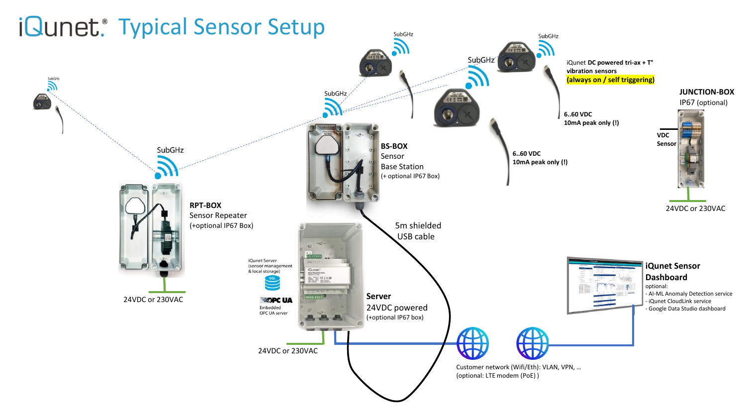# iQunet® Typical Sensor Setup

SubGHz

SubGHz

SubGHz

SubGHz

SubGHz

SubGHz

iQunet **DC powered tri-ax + T° vibration sensors**
**(always on / self triggering)**

**6..60 VDC**
**10mA peak only (!)**

**6..60 VDC**
**10mA peak only (!)**

**JUNCTION-BOX**
IP67 (optional)

**VDC**
**Sensor**

24VDC or 230VAC

**BS-BOX**
Sensor
Base Station
(+ optional IP67 Box)

**RPT-BOX**
Sensor Repeater
(+optional IP67 Box)

24VDC or 230VAC

5m shielded
USB cable

iQunet Server
(sensor management
& local storage)

SQL

OPC UA
Embedded
OPC UA server

**Server**
24VDC powered
(+optional IP67 box)

24VDC or 230VAC

**iQunet Sensor Dashboard**
optional:
- AI-ML Anomaly Detection service
- iQunet CloudLink service
- Google Data Studio dashboard

Customer network (Wifi/Eth): VLAN, VPN, …
(optional: LTE modem (PoE) )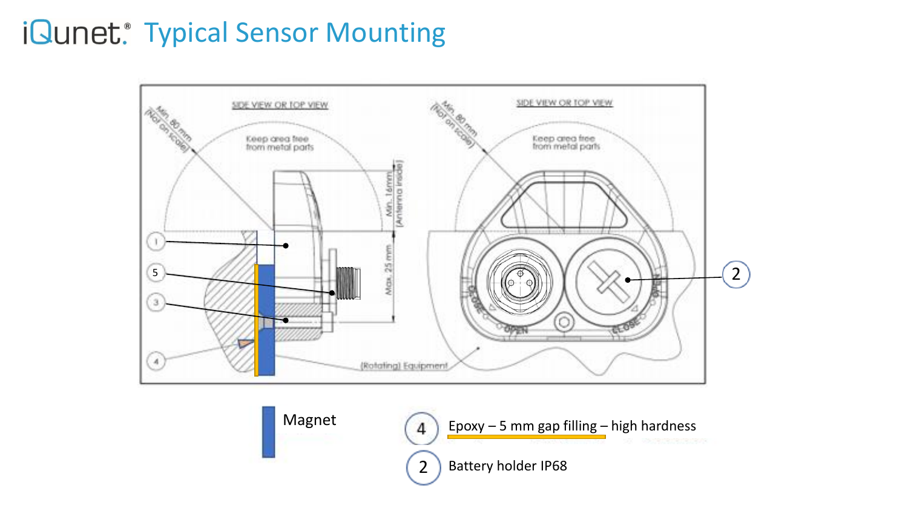# iQunet® Typical Sensor Mounting

SIDE VIEW OR TOP VIEW

Min. 80 mm (Not on scale)

Keep area free from metal parts

Min. 16mm (Antenna inside)

Max. 25 mm

(Rotating) Equipment

1

5

3

4

SIDE VIEW OR TOP VIEW

Min. 80 mm (Not on scale)

Keep area free from metal parts

CLOSE

OPEN

OPEN

CLOSE

2

Magnet

4 Epoxy – 5 mm gap filling – high hardness

2 Battery holder IP68